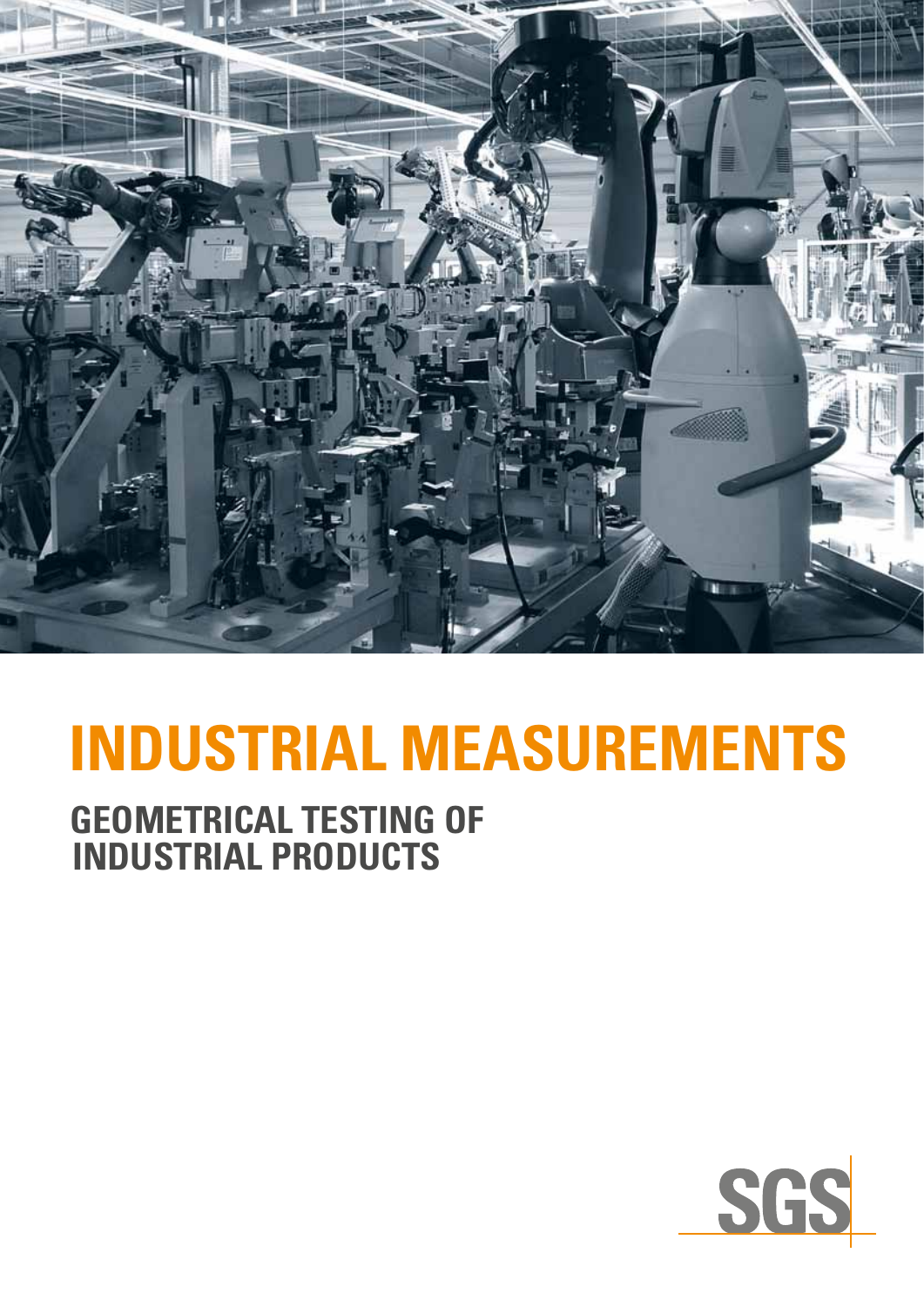# INDUSTRIAL MEASUREMENTS

## GEOMETRICAL TESTING OF INDUSTRIAL PRODUCTS

SGS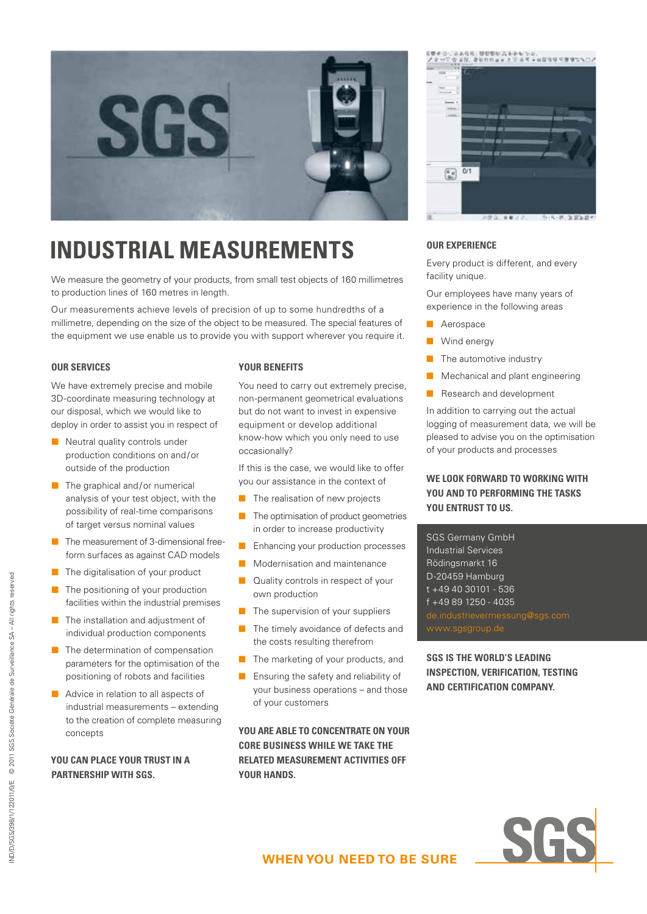# INDUSTRIAL MEASUREMENTS

We measure the geometry of your products, from small test objects of 160 millimetres to production lines of 160 metres in length.

Our measurements achieve levels of precision of up to some hundredths of a millimetre, depending on the size of the object to be measured. The special features of the equipment we use enable us to provide you with support wherever you require it.

## OUR SERVICES

We have extremely precise and mobile 3D-coordinate measuring technology at our disposal, which we would like to deploy in order to assist you in respect of

- Neutral quality controls under production conditions on and/or outside of the production
- The graphical and/or numerical analysis of your test object, with the possibility of real-time comparisons of target versus nominal values
- The measurement of 3-dimensional free-form surfaces as against CAD models
- The digitalisation of your product
- The positioning of your production facilities within the industrial premises
- The installation and adjustment of individual production components
- The determination of compensation parameters for the optimisation of the positioning of robots and facilities
- Advice in relation to all aspects of industrial measurements – extending to the creation of complete measuring concepts

**YOU CAN PLACE YOUR TRUST IN A PARTNERSHIP WITH SGS.**

## YOUR BENEFITS

You need to carry out extremely precise, non-permanent geometrical evaluations but do not want to invest in expensive equipment or develop additional know-how which you only need to use occasionally?

If this is the case, we would like to offer you our assistance in the context of

- The realisation of new projects
- The optimisation of product geometries in order to increase productivity
- Enhancing your production processes
- Modernisation and maintenance
- Quality controls in respect of your own production
- The supervision of your suppliers
- The timely avoidance of defects and the costs resulting therefrom
- The marketing of your products, and
- Ensuring the safety and reliability of your business operations – and those of your customers

**YOU ARE ABLE TO CONCENTRATE ON YOUR CORE BUSINESS WHILE WE TAKE THE RELATED MEASUREMENT ACTIVITIES OFF YOUR HANDS.**

## OUR EXPERIENCE

Every product is different, and every facility unique.

Our employees have many years of experience in the following areas

- Aerospace
- Wind energy
- The automotive industry
- Mechanical and plant engineering
- Research and development

In addition to carrying out the actual logging of measurement data, we will be pleased to advise you on the optimisation of your products and processes

**WE LOOK FORWARD TO WORKING WITH YOU AND TO PERFORMING THE TASKS YOU ENTRUST TO US.**

SGS Germany GmbH
Industrial Services
Rödingsmarkt 16
D-20459 Hamburg
t +49 40 30101 - 536
f +49 89 1250 - 4035
de.industrievermessung@sgs.com
www.sgsgroup.de

**SGS IS THE WORLD'S LEADING INSPECTION, VERIFICATION, TESTING AND CERTIFICATION COMPANY.**

WHEN YOU NEED TO BE SURE

IND/D/SGS/398/1/122011/0/E © 2011 SGS Société Générale de Surveillance SA – All rights reserved